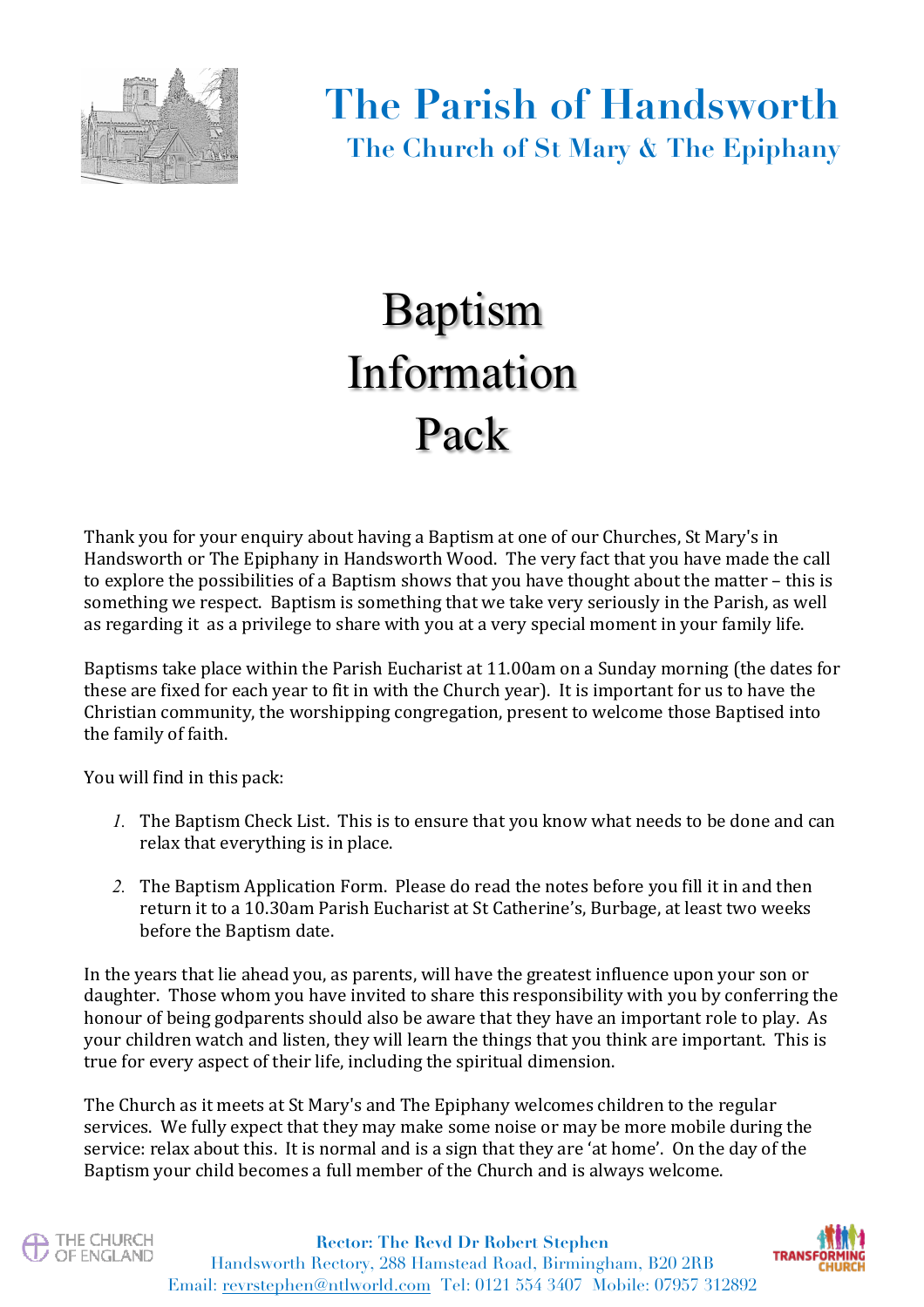# The Parish of Handsworth

## The Church of St Mary & The Epiphany

# Baptism Information Pack

Thank you for your enquiry about having a Baptism at one of our Churches, St Mary's in Handsworth or The Epiphany in Handsworth Wood. The very fact that you have made the call to explore the possibilities of a Baptism shows that you have thought about the matter – this is something we respect. Baptism is something that we take very seriously in the Parish, as well as regarding it as a privilege to share with you at a very special moment in your family life.

Baptisms take place within the Parish Eucharist at 11.00am on a Sunday morning (the dates for these are fixed for each year to fit in with the Church year). It is important for us to have the Christian community, the worshipping congregation, present to welcome those Baptised into the family of faith.

You will find in this pack:

1. The Baptism Check List. This is to ensure that you know what needs to be done and can relax that everything is in place.

2. The Baptism Application Form. Please do read the notes before you fill it in and then return it to a 10.30am Parish Eucharist at St Catherine's, Burbage, at least two weeks before the Baptism date.

In the years that lie ahead you, as parents, will have the greatest influence upon your son or daughter. Those whom you have invited to share this responsibility with you by conferring the honour of being godparents should also be aware that they have an important role to play. As your children watch and listen, they will learn the things that you think are important. This is true for every aspect of their life, including the spiritual dimension.

The Church as it meets at St Mary's and The Epiphany welcomes children to the regular services. We fully expect that they may make some noise or may be more mobile during the service: relax about this. It is normal and is a sign that they are 'at home'. On the day of the Baptism your child becomes a full member of the Church and is always welcome.

**Rector: The Revd Dr Robert Stephen**
Handsworth Rectory, 288 Hamstead Road, Birmingham, B20 2RB
Email: revrstephen@ntlworld.com Tel: 0121 554 3407 Mobile: 07957 312892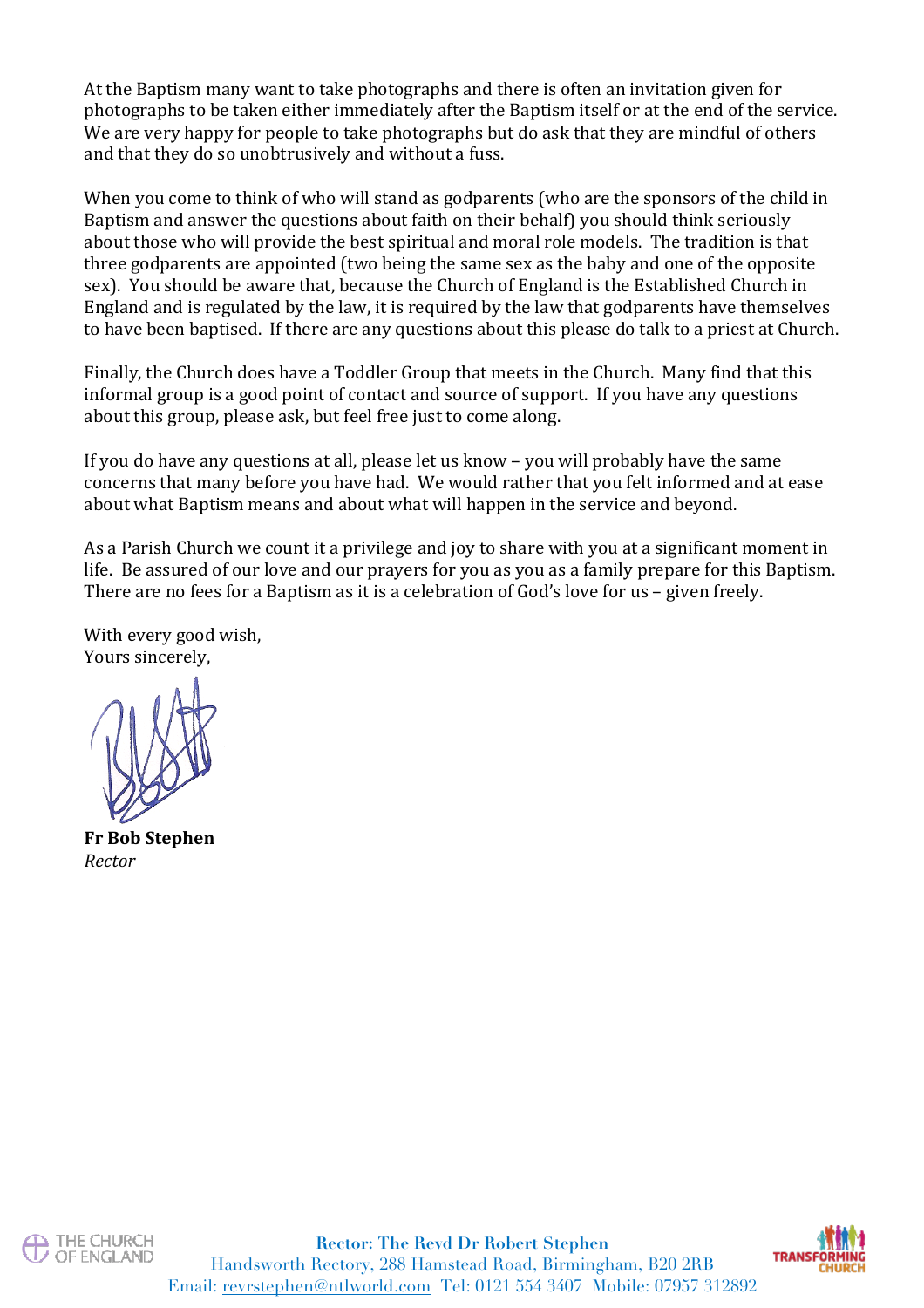At the Baptism many want to take photographs and there is often an invitation given for photographs to be taken either immediately after the Baptism itself or at the end of the service. We are very happy for people to take photographs but do ask that they are mindful of others and that they do so unobtrusively and without a fuss.

When you come to think of who will stand as godparents (who are the sponsors of the child in Baptism and answer the questions about faith on their behalf) you should think seriously about those who will provide the best spiritual and moral role models. The tradition is that three godparents are appointed (two being the same sex as the baby and one of the opposite sex). You should be aware that, because the Church of England is the Established Church in England and is regulated by the law, it is required by the law that godparents have themselves to have been baptised. If there are any questions about this please do talk to a priest at Church.

Finally, the Church does have a Toddler Group that meets in the Church. Many find that this informal group is a good point of contact and source of support. If you have any questions about this group, please ask, but feel free just to come along.

If you do have any questions at all, please let us know – you will probably have the same concerns that many before you have had. We would rather that you felt informed and at ease about what Baptism means and about what will happen in the service and beyond.

As a Parish Church we count it a privilege and joy to share with you at a significant moment in life. Be assured of our love and our prayers for you as you as a family prepare for this Baptism. There are no fees for a Baptism as it is a celebration of God's love for us – given freely.

With every good wish,
Yours sincerely,

**Fr Bob Stephen**
*Rector*

**Rector: The Revd Dr Robert Stephen**
Handsworth Rectory, 288 Hamstead Road, Birmingham, B20 2RB
Email: revrstephen@ntlworld.com Tel: 0121 554 3407 Mobile: 07957 312892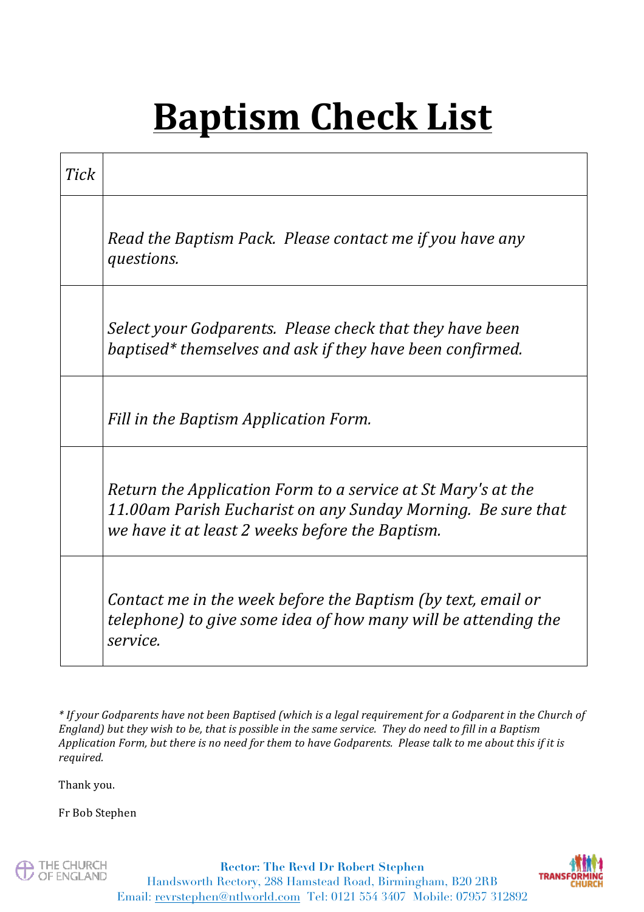# Baptism Check List

| Tick | |
|---|---|
| | *Read the Baptism Pack. Please contact me if you have any questions.* |
| | *Select your Godparents. Please check that they have been baptised* themselves and ask if they have been confirmed.* |
| | *Fill in the Baptism Application Form.* |
| | *Return the Application Form to a service at St Mary's at the 11.00am Parish Eucharist on any Sunday Morning. Be sure that we have it at least 2 weeks before the Baptism.* |
| | *Contact me in the week before the Baptism (by text, email or telephone) to give some idea of how many will be attending the service.* |

*\* If your Godparents have not been Baptised (which is a legal requirement for a Godparent in the Church of England) but they wish to be, that is possible in the same service. They do need to fill in a Baptism Application Form, but there is no need for them to have Godparents. Please talk to me about this if it is required.*

Thank you.

Fr Bob Stephen

THE CHURCH OF ENGLAND

**Rector: The Revd Dr Robert Stephen**
Handsworth Rectory, 288 Hamstead Road, Birmingham, B20 2RB
Email: revrstephen@ntlworld.com Tel: 0121 554 3407 Mobile: 07957 312892

TRANSFORMING CHURCH